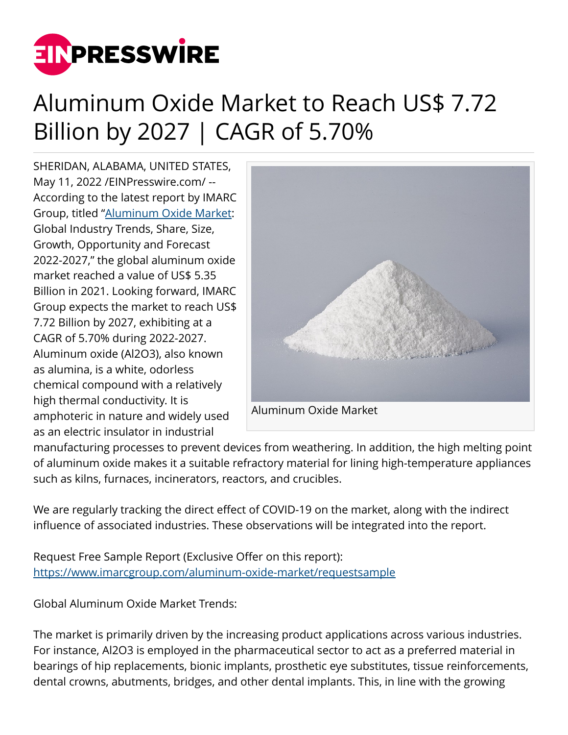# Aluminum Oxide Market to Reach US$ 7.72 Billion by 2027 | CAGR of 5.70%

SHERIDAN, ALABAMA, UNITED STATES, May 11, 2022 /EINPresswire.com/ -- According to the latest report by IMARC Group, titled "Aluminum Oxide Market: Global Industry Trends, Share, Size, Growth, Opportunity and Forecast 2022-2027," the global aluminum oxide market reached a value of US$ 5.35 Billion in 2021. Looking forward, IMARC Group expects the market to reach US$ 7.72 Billion by 2027, exhibiting at a CAGR of 5.70% during 2022-2027. Aluminum oxide ($Al_2O_3$), also known as alumina, is a white, odorless chemical compound with a relatively high thermal conductivity. It is amphoteric in nature and widely used as an electric insulator in industrial manufacturing processes to prevent devices from weathering. In addition, the high melting point of aluminum oxide makes it a suitable refractory material for lining high-temperature appliances such as kilns, furnaces, incinerators, reactors, and crucibles.

Aluminum Oxide Market

We are regularly tracking the direct effect of COVID-19 on the market, along with the indirect influence of associated industries. These observations will be integrated into the report.

Request Free Sample Report (Exclusive Offer on this report): https://www.imarcgroup.com/aluminum-oxide-market/requestsample

Global Aluminum Oxide Market Trends:

The market is primarily driven by the increasing product applications across various industries. For instance, $Al_2O_3$ is employed in the pharmaceutical sector to act as a preferred material in bearings of hip replacements, bionic implants, prosthetic eye substitutes, tissue reinforcements, dental crowns, abutments, bridges, and other dental implants. This, in line with the growing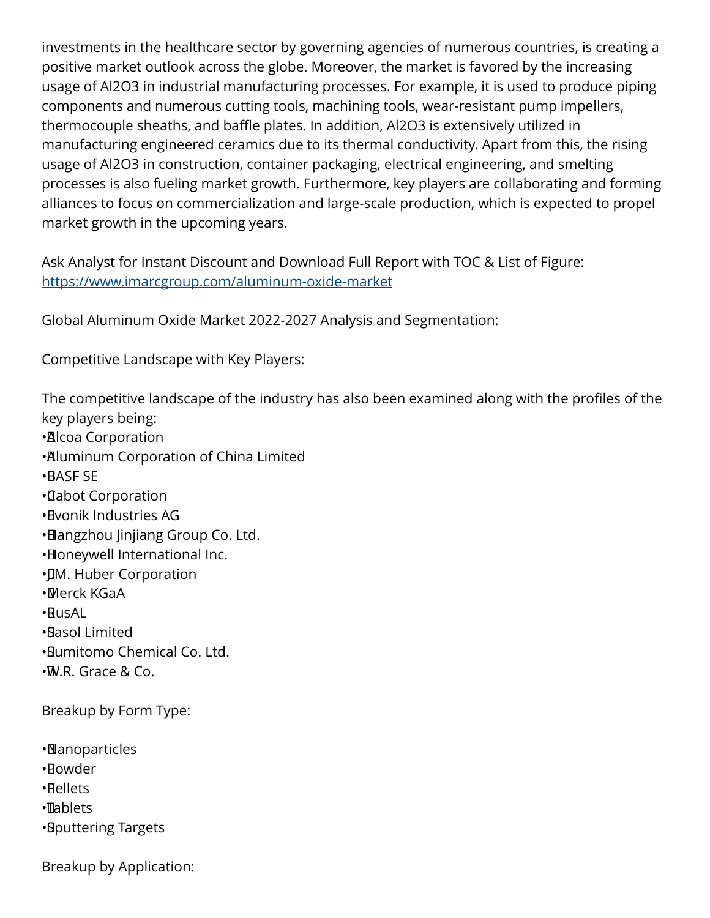investments in the healthcare sector by governing agencies of numerous countries, is creating a positive market outlook across the globe. Moreover, the market is favored by the increasing usage of $Al_2O_3$ in industrial manufacturing processes. For example, it is used to produce piping components and numerous cutting tools, machining tools, wear-resistant pump impellers, thermocouple sheaths, and baffle plates. In addition, $Al_2O_3$ is extensively utilized in manufacturing engineered ceramics due to its thermal conductivity. Apart from this, the rising usage of $Al_2O_3$ in construction, container packaging, electrical engineering, and smelting processes is also fueling market growth. Furthermore, key players are collaborating and forming alliances to focus on commercialization and large-scale production, which is expected to propel market growth in the upcoming years.

Ask Analyst for Instant Discount and Download Full Report with TOC & List of Figure: [https://www.imarcgroup.com/aluminum-oxide-market](https://www.imarcgroup.com/aluminum-oxide-market)

Global Aluminum Oxide Market 2022-2027 Analysis and Segmentation:

Competitive Landscape with Key Players:

The competitive landscape of the industry has also been examined along with the profiles of the key players being:

- Alcoa Corporation
- Aluminum Corporation of China Limited
- BASF SE
- Cabot Corporation
- Evonik Industries AG
- Hangzhou Jinjiang Group Co. Ltd.
- Honeywell International Inc.
- J.M. Huber Corporation
- Merck KGaA
- RusAL
- Sasol Limited
- Sumitomo Chemical Co. Ltd.
- W.R. Grace & Co.

Breakup by Form Type:

- Nanoparticles
- Powder
- Pellets
- Tablets
- Sputtering Targets

Breakup by Application: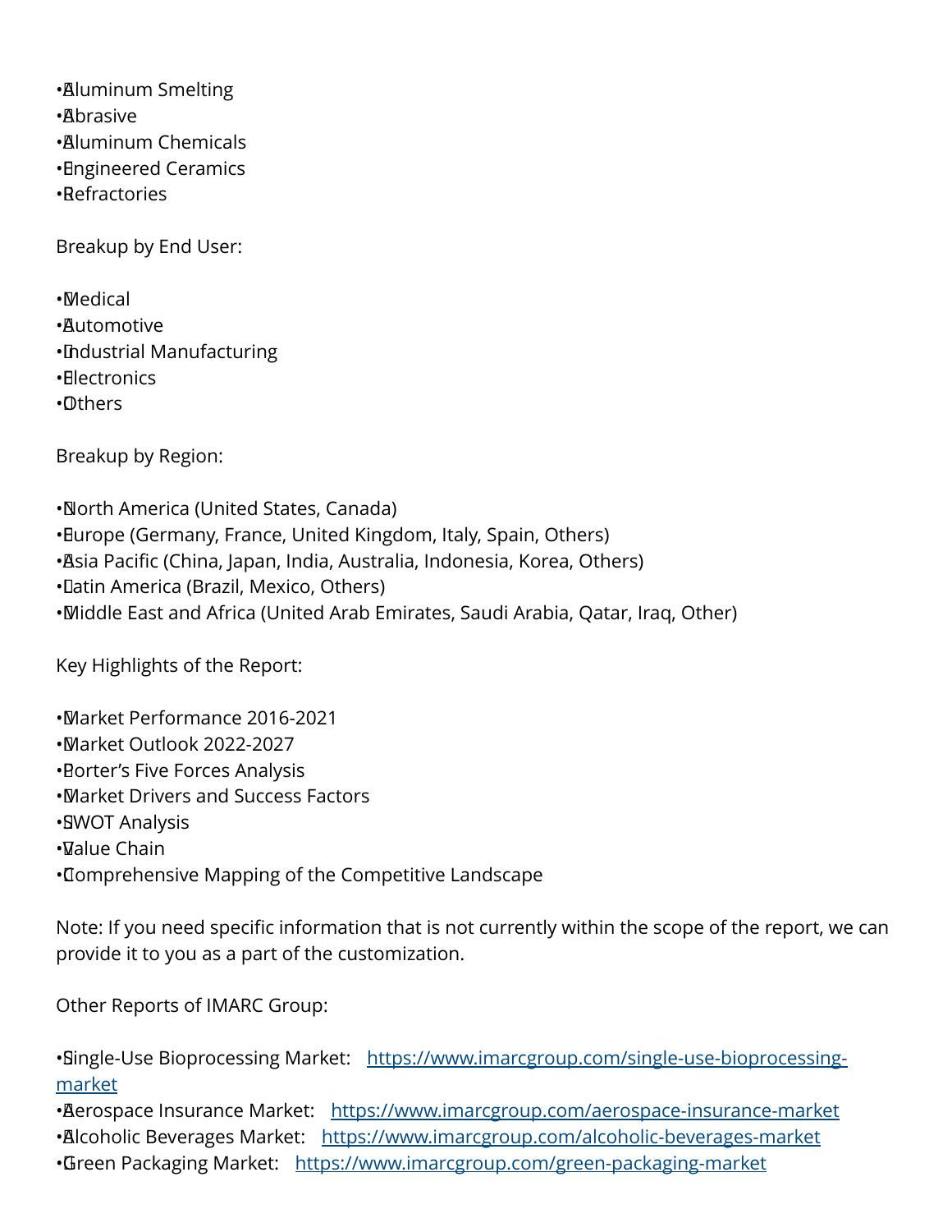- Aluminum Smelting
- Abrasive
- Aluminum Chemicals
- Engineered Ceramics
- Refractories

Breakup by End User:

- Medical
- Automotive
- Industrial Manufacturing
- Electronics
- Others

Breakup by Region:

- North America (United States, Canada)
- Europe (Germany, France, United Kingdom, Italy, Spain, Others)
- Asia Pacific (China, Japan, India, Australia, Indonesia, Korea, Others)
- Latin America (Brazil, Mexico, Others)
- Middle East and Africa (United Arab Emirates, Saudi Arabia, Qatar, Iraq, Other)

Key Highlights of the Report:

- Market Performance 2016-2021
- Market Outlook 2022-2027
- Porter's Five Forces Analysis
- Market Drivers and Success Factors
- SWOT Analysis
- Value Chain
- Comprehensive Mapping of the Competitive Landscape

Note: If you need specific information that is not currently within the scope of the report, we can provide it to you as a part of the customization.

Other Reports of IMARC Group:

- Single-Use Bioprocessing Market: [https://www.imarcgroup.com/single-use-bioprocessing-market](https://www.imarcgroup.com/single-use-bioprocessing-market)
- Aerospace Insurance Market: [https://www.imarcgroup.com/aerospace-insurance-market](https://www.imarcgroup.com/aerospace-insurance-market)
- Alcoholic Beverages Market: [https://www.imarcgroup.com/alcoholic-beverages-market](https://www.imarcgroup.com/alcoholic-beverages-market)
- Green Packaging Market: [https://www.imarcgroup.com/green-packaging-market](https://www.imarcgroup.com/green-packaging-market)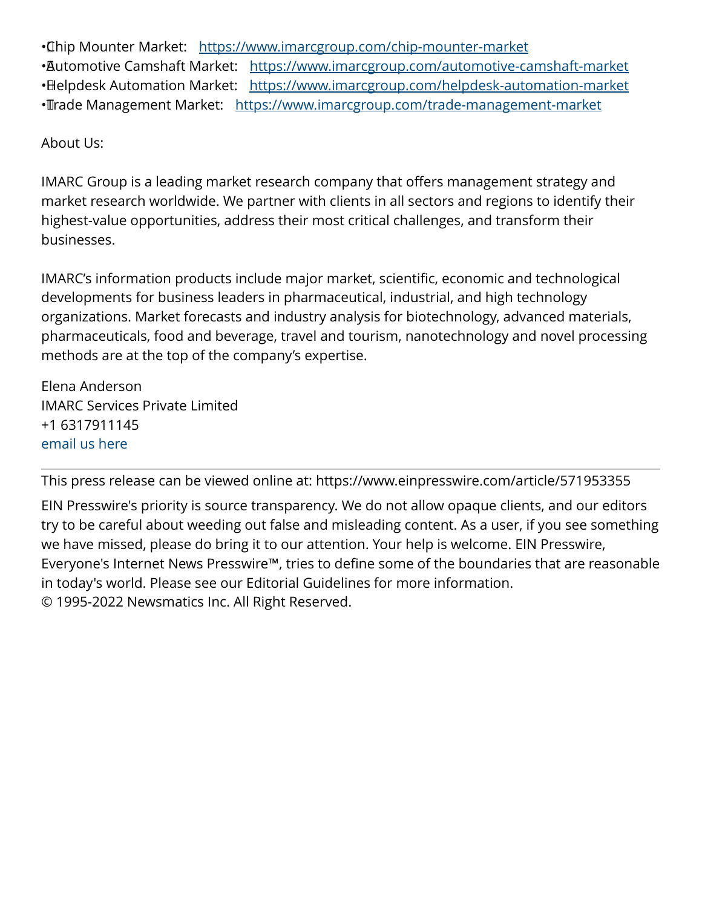- Chip Mounter Market: https://www.imarcgroup.com/chip-mounter-market
- Automotive Camshaft Market: https://www.imarcgroup.com/automotive-camshaft-market
- Helpdesk Automation Market: https://www.imarcgroup.com/helpdesk-automation-market
- Trade Management Market: https://www.imarcgroup.com/trade-management-market

About Us:

IMARC Group is a leading market research company that offers management strategy and market research worldwide. We partner with clients in all sectors and regions to identify their highest-value opportunities, address their most critical challenges, and transform their businesses.

IMARC's information products include major market, scientific, economic and technological developments for business leaders in pharmaceutical, industrial, and high technology organizations. Market forecasts and industry analysis for biotechnology, advanced materials, pharmaceuticals, food and beverage, travel and tourism, nanotechnology and novel processing methods are at the top of the company's expertise.

Elena Anderson
IMARC Services Private Limited
+1 6317911145
email us here

---

This press release can be viewed online at: https://www.einpresswire.com/article/571953355

EIN Presswire's priority is source transparency. We do not allow opaque clients, and our editors try to be careful about weeding out false and misleading content. As a user, if you see something we have missed, please do bring it to our attention. Your help is welcome. EIN Presswire, Everyone's Internet News Presswire™, tries to define some of the boundaries that are reasonable in today's world. Please see our Editorial Guidelines for more information.
© 1995-2022 Newsmatics Inc. All Right Reserved.